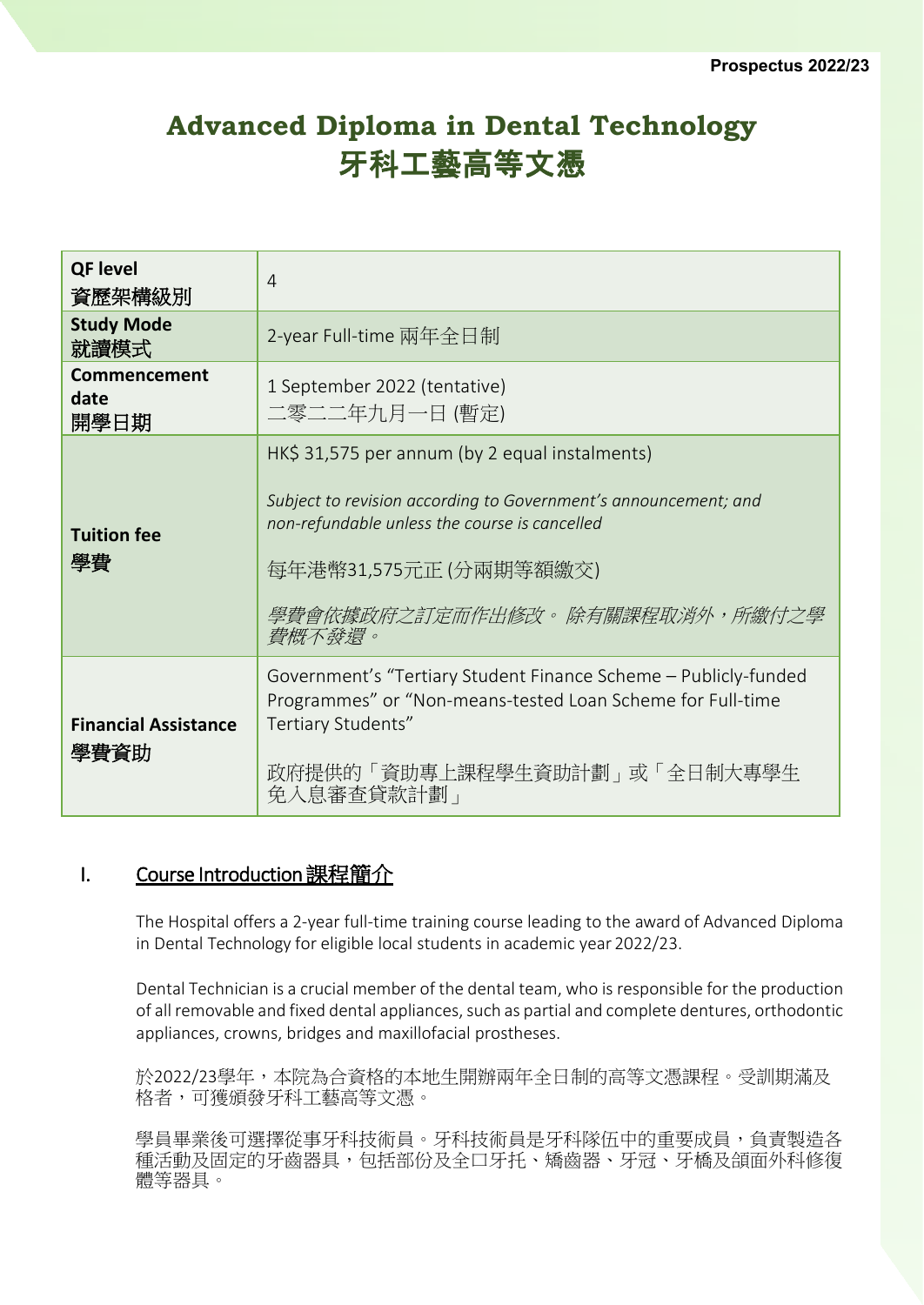# Advanced Diploma in Dental Technology
# 牙科工藝高等文憑

| | |
|---|---|
| **QF level**<br>**資歷架構級別** | 4 |
| **Study Mode**<br>**就讀模式** | 2-year Full-time 兩年全日制 |
| **Commencement date**<br>**開學日期** | 1 September 2022 (tentative)<br>二零二二年九月一日 (暫定) |
| **Tuition fee**<br>**學費** | HK$ 31,575 per annum (by 2 equal instalments)<br><br>*Subject to revision according to Government's announcement; and non-refundable unless the course is cancelled*<br><br>每年港幣31,575元正 (分兩期等額繳交)<br><br>*學費會依據政府之訂定而作出修改。 除有關課程取消外，所繳付之學費概不發還。* |
| **Financial Assistance**<br>**學費資助** | Government's "Tertiary Student Finance Scheme – Publicly-funded Programmes" or "Non-means-tested Loan Scheme for Full-time Tertiary Students"<br><br>政府提供的「資助專上課程學生資助計劃」或「全日制大專學生免入息審查貸款計劃」 |

## I. Course Introduction 課程簡介

The Hospital offers a 2-year full-time training course leading to the award of Advanced Diploma in Dental Technology for eligible local students in academic year 2022/23.

Dental Technician is a crucial member of the dental team, who is responsible for the production of all removable and fixed dental appliances, such as partial and complete dentures, orthodontic appliances, crowns, bridges and maxillofacial prostheses.

於2022/23學年，本院為合資格的本地生開辦兩年全日制的高等文憑課程。受訓期滿及格者，可獲頒發牙科工藝高等文憑。

學員畢業後可選擇從事牙科技術員。牙科技術員是牙科隊伍中的重要成員，負責製造各種活動及固定的牙齒器具，包括部份及全口牙托、矯齒器、牙冠、牙橋及頜面外科修復體等器具。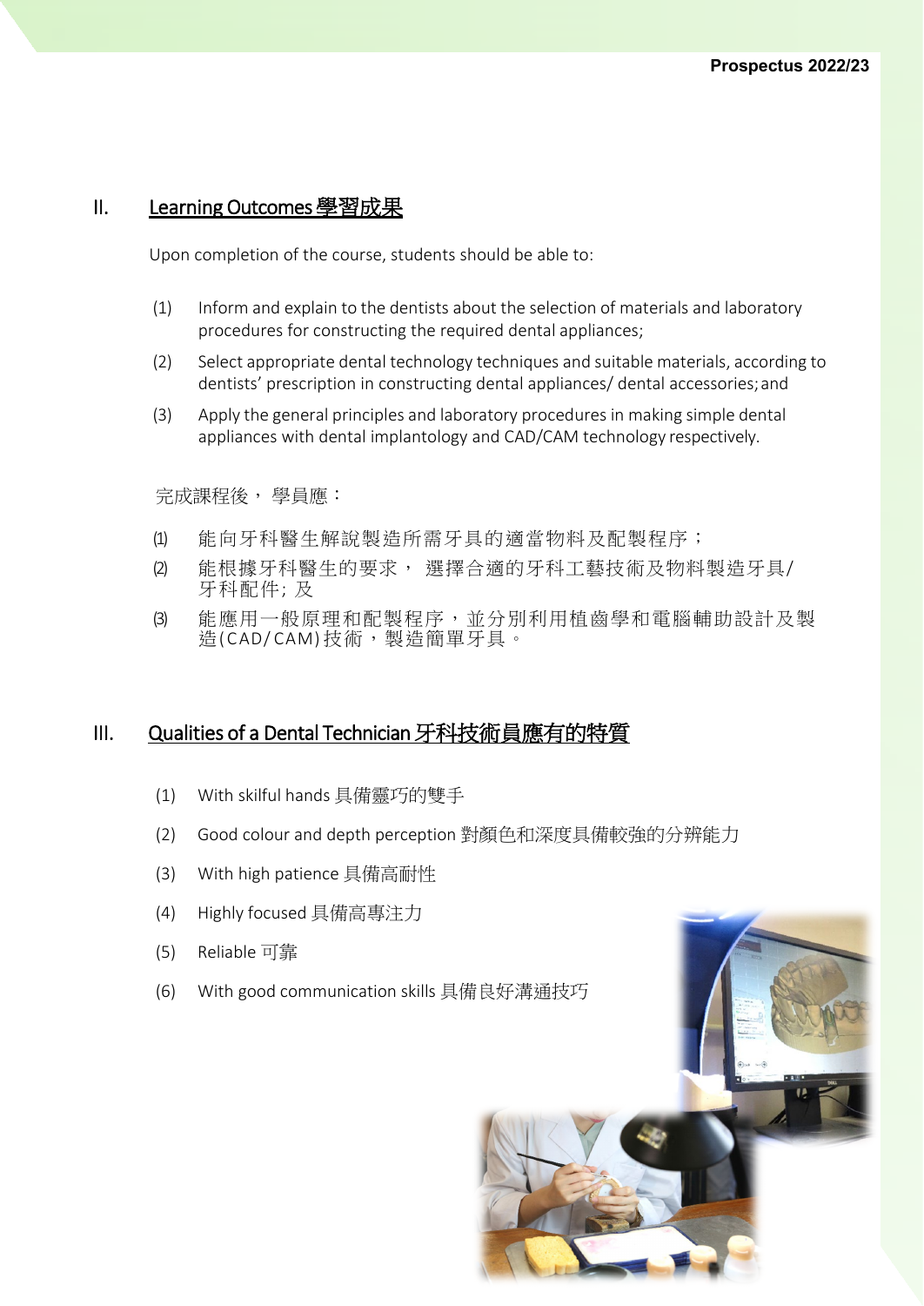## II. Learning Outcomes 學習成果

Upon completion of the course, students should be able to:

(1) Inform and explain to the dentists about the selection of materials and laboratory procedures for constructing the required dental appliances;

(2) Select appropriate dental technology techniques and suitable materials, according to dentists' prescription in constructing dental appliances/ dental accessories; and

(3) Apply the general principles and laboratory procedures in making simple dental appliances with dental implantology and CAD/CAM technology respectively.

完成課程後，學員應：

(1) 能向牙科醫生解說製造所需牙具的適當物料及配製程序；

(2) 能根據牙科醫生的要求， 選擇合適的牙科工藝技術及物料製造牙具/牙科配件; 及

(3) 能應用一般原理和配製程序，並分別利用植齒學和電腦輔助設計及製造(CAD/CAM)技術，製造簡單牙具。

## III. Qualities of a Dental Technician 牙科技術員應有的特質

(1) With skilful hands 具備靈巧的雙手

(2) Good colour and depth perception 對顏色和深度具備較強的分辨能力

(3) With high patience 具備高耐性

(4) Highly focused 具備高專注力

(5) Reliable 可靠

(6) With good communication skills 具備良好溝通技巧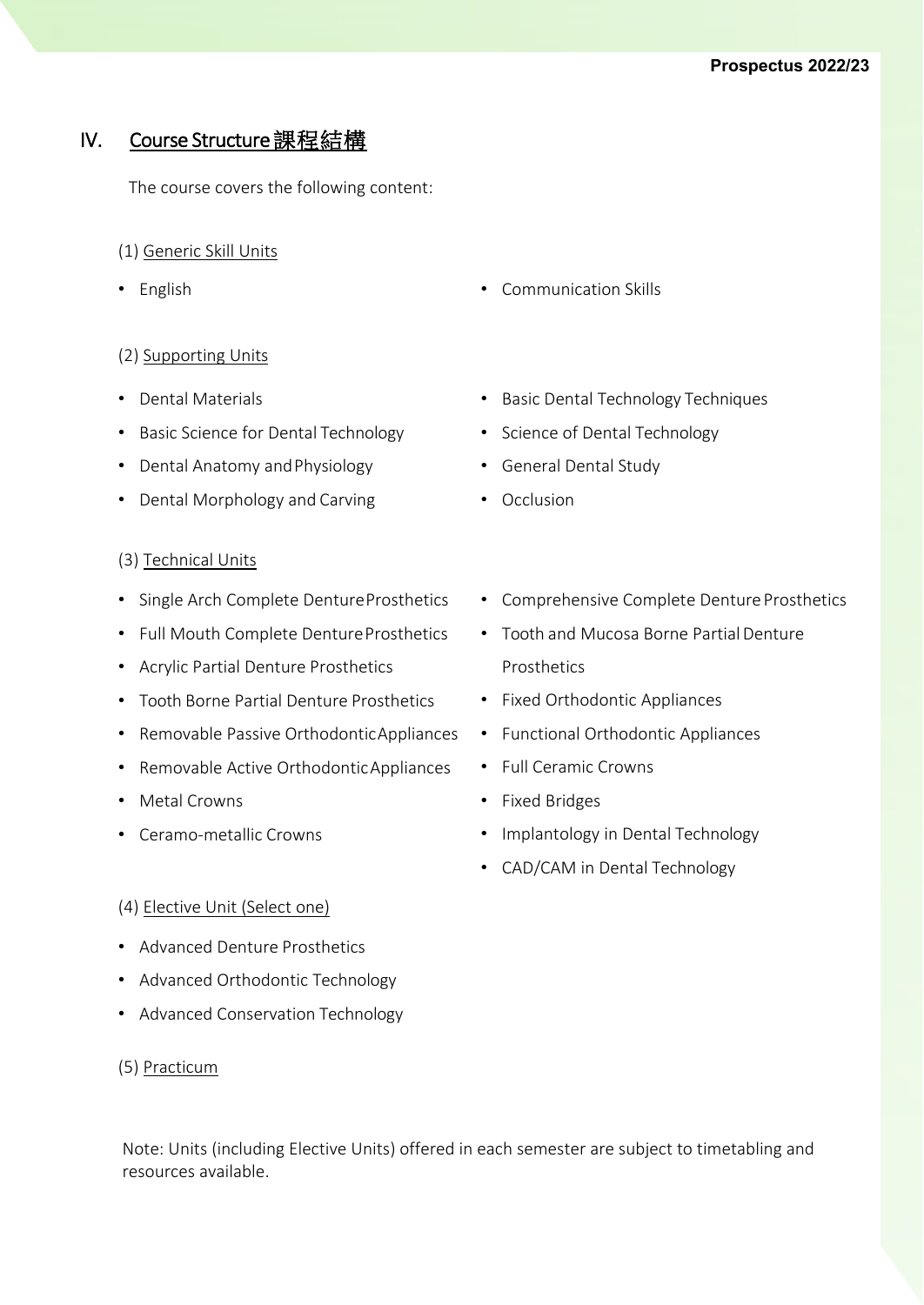## IV. Course Structure 課程結構

The course covers the following content:

(1) Generic Skill Units

- English
- Communication Skills

(2) Supporting Units

- Dental Materials
- Basic Science for Dental Technology
- Dental Anatomy and Physiology
- Dental Morphology and Carving
- Basic Dental Technology Techniques
- Science of Dental Technology
- General Dental Study
- Occlusion

(3) Technical Units

- Single Arch Complete Denture Prosthetics
- Full Mouth Complete Denture Prosthetics
- Acrylic Partial Denture Prosthetics
- Tooth Borne Partial Denture Prosthetics
- Removable Passive Orthodontic Appliances
- Removable Active Orthodontic Appliances
- Metal Crowns
- Ceramo-metallic Crowns
- Comprehensive Complete Denture Prosthetics
- Tooth and Mucosa Borne Partial Denture Prosthetics
- Fixed Orthodontic Appliances
- Functional Orthodontic Appliances
- Full Ceramic Crowns
- Fixed Bridges
- Implantology in Dental Technology
- CAD/CAM in Dental Technology

(4) Elective Unit (Select one)

- Advanced Denture Prosthetics
- Advanced Orthodontic Technology
- Advanced Conservation Technology

(5) Practicum

Note: Units (including Elective Units) offered in each semester are subject to timetabling and resources available.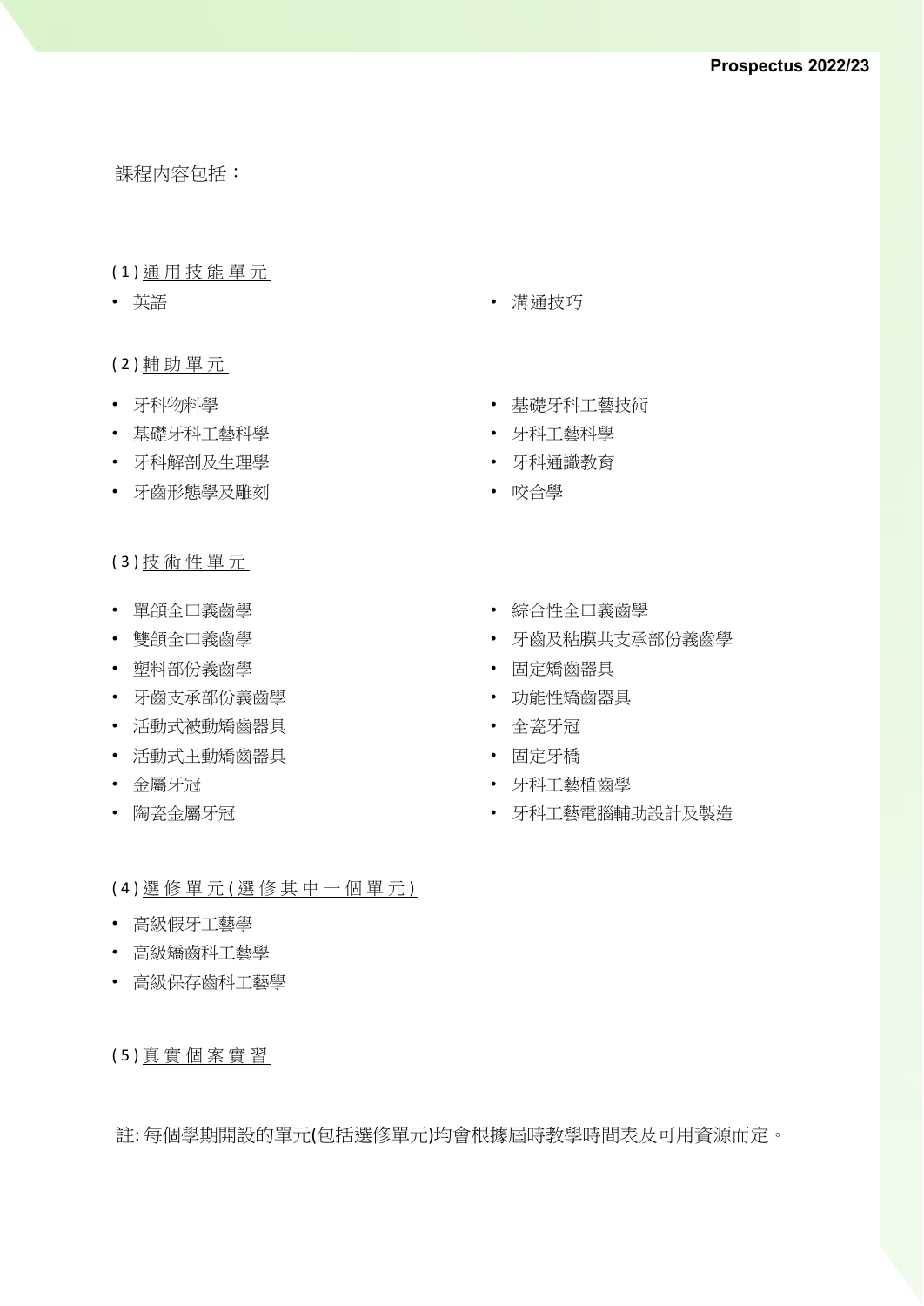課程內容包括：

(1) 通用技能單元

- 英語
- 溝通技巧

(2) 輔助單元

- 牙科物料學
- 基礎牙科工藝科學
- 牙科解剖及生理學
- 牙齒形態學及雕刻
- 基礎牙科工藝技術
- 牙科工藝科學
- 牙科通識教育
- 咬合學

(3) 技術性單元

- 單頜全口義齒學
- 雙頜全口義齒學
- 塑料部份義齒學
- 牙齒支承部份義齒學
- 活動式被動矯齒器具
- 活動式主動矯齒器具
- 金屬牙冠
- 陶瓷金屬牙冠
- 綜合性全口義齒學
- 牙齒及粘膜共支承部份義齒學
- 固定矯齒器具
- 功能性矯齒器具
- 全瓷牙冠
- 固定牙橋
- 牙科工藝植齒學
- 牙科工藝電腦輔助設計及製造

(4) 選修單元 (選修其中一個單元)

- 高級假牙工藝學
- 高級矯齒科工藝學
- 高級保存齒科工藝學

(5) 真實個案實習

註: 每個學期開設的單元(包括選修單元)均會根據屆時教學時間表及可用資源而定。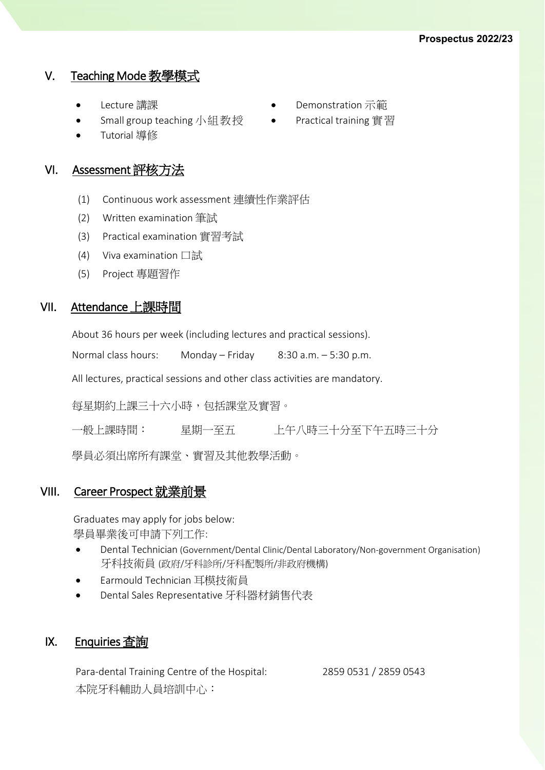## V. Teaching Mode 教學模式

- Lecture 講課
- Small group teaching 小組教授
- Tutorial 導修
- Demonstration 示範
- Practical training 實習

## VI. Assessment 評核方法

(1) Continuous work assessment 連續性作業評估

(2) Written examination 筆試

(3) Practical examination 實習考試

(4) Viva examination 口試

(5) Project 專題習作

## VII. Attendance 上課時間

About 36 hours per week (including lectures and practical sessions).

Normal class hours: Monday – Friday 8:30 a.m. – 5:30 p.m.

All lectures, practical sessions and other class activities are mandatory.

每星期約上課三十六小時，包括課堂及實習。

一般上課時間： 星期一至五 上午八時三十分至下午五時三十分

學員必須出席所有課堂、實習及其他教學活動。

## VIII. Career Prospect 就業前景

Graduates may apply for jobs below:
學員畢業後可申請下列工作:

- Dental Technician (Government/Dental Clinic/Dental Laboratory/Non-government Organisation)
  牙科技術員 (政府/牙科診所/牙科配製所/非政府機構)
- Earmould Technician 耳模技術員
- Dental Sales Representative 牙科器材銷售代表

## IX. Enquiries 查詢

Para-dental Training Centre of the Hospital: 2859 0531 / 2859 0543
本院牙科輔助人員培訓中心：